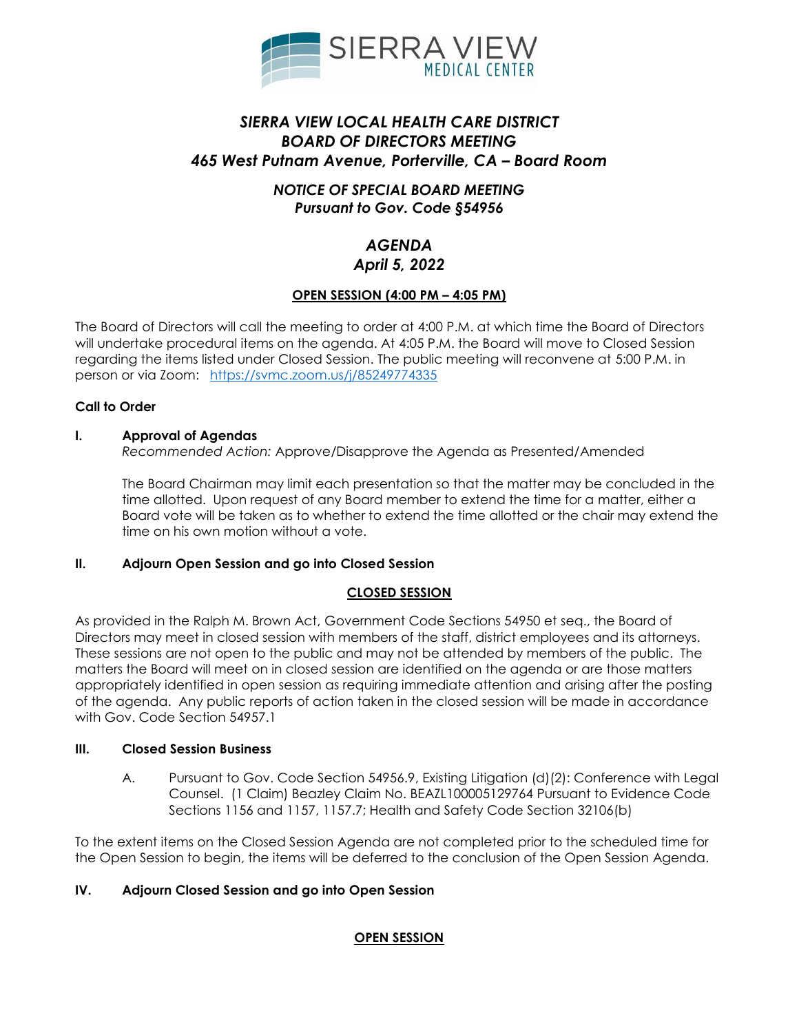# *SIERRA VIEW LOCAL HEALTH CARE DISTRICT*
# *BOARD OF DIRECTORS MEETING*
# *465 West Putnam Avenue, Porterville, CA – Board Room*

## *NOTICE OF SPECIAL BOARD MEETING*
## *Pursuant to Gov. Code §54956*

## *AGENDA*
## *April 5, 2022*

**OPEN SESSION (4:00 PM – 4:05 PM)**

The Board of Directors will call the meeting to order at 4:00 P.M. at which time the Board of Directors will undertake procedural items on the agenda. At 4:05 P.M. the Board will move to Closed Session regarding the items listed under Closed Session. The public meeting will reconvene at 5:00 P.M. in person or via Zoom: https://svmc.zoom.us/j/85249774335

**Call to Order**

**I. Approval of Agendas**

*Recommended Action:* Approve/Disapprove the Agenda as Presented/Amended

The Board Chairman may limit each presentation so that the matter may be concluded in the time allotted. Upon request of any Board member to extend the time for a matter, either a Board vote will be taken as to whether to extend the time allotted or the chair may extend the time on his own motion without a vote.

**II. Adjourn Open Session and go into Closed Session**

**CLOSED SESSION**

As provided in the Ralph M. Brown Act, Government Code Sections 54950 et seq., the Board of Directors may meet in closed session with members of the staff, district employees and its attorneys. These sessions are not open to the public and may not be attended by members of the public. The matters the Board will meet on in closed session are identified on the agenda or are those matters appropriately identified in open session as requiring immediate attention and arising after the posting of the agenda. Any public reports of action taken in the closed session will be made in accordance with Gov. Code Section 54957.1

**III. Closed Session Business**

A. Pursuant to Gov. Code Section 54956.9, Existing Litigation (d)(2): Conference with Legal Counsel. (1 Claim) Beazley Claim No. BEAZL100005129764 Pursuant to Evidence Code Sections 1156 and 1157, 1157.7; Health and Safety Code Section 32106(b)

To the extent items on the Closed Session Agenda are not completed prior to the scheduled time for the Open Session to begin, the items will be deferred to the conclusion of the Open Session Agenda.

**IV. Adjourn Closed Session and go into Open Session**

**OPEN SESSION**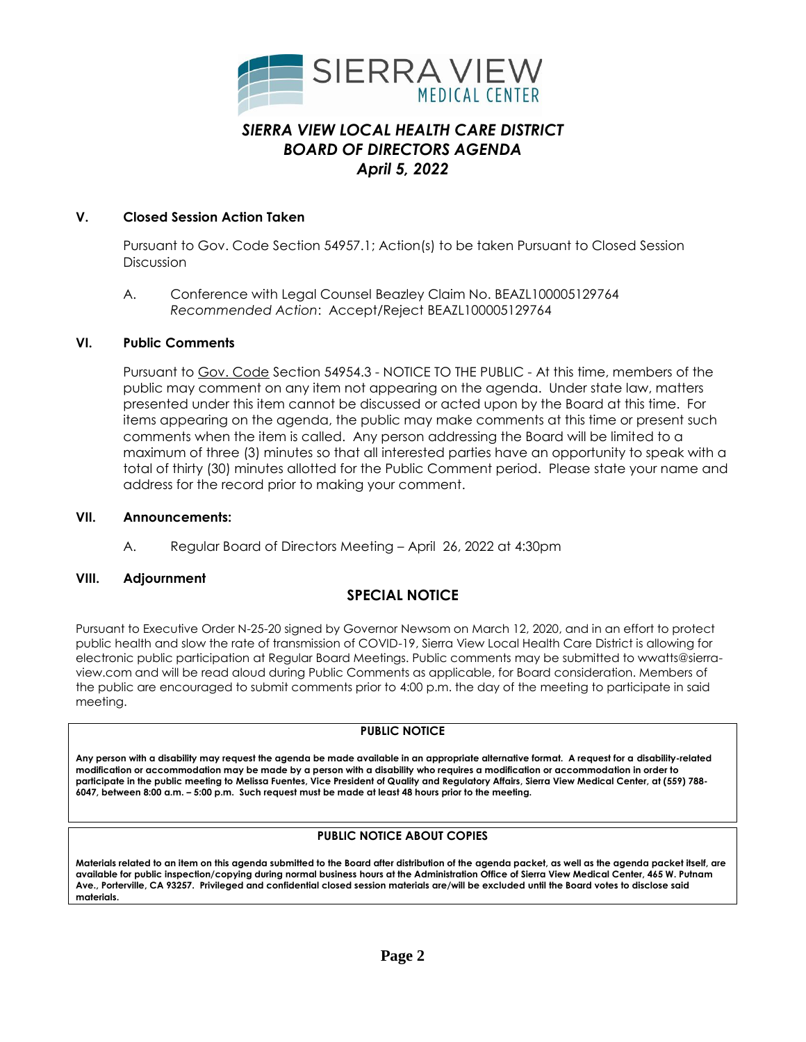# SIERRA VIEW LOCAL HEALTH CARE DISTRICT
# BOARD OF DIRECTORS AGENDA
# April 5, 2022

**V. Closed Session Action Taken**

Pursuant to Gov. Code Section 54957.1; Action(s) to be taken Pursuant to Closed Session Discussion

A. Conference with Legal Counsel Beazley Claim No. BEAZL100005129764
*Recommended Action*: Accept/Reject BEAZL100005129764

**VI. Public Comments**

Pursuant to Gov. Code Section 54954.3 - NOTICE TO THE PUBLIC - At this time, members of the public may comment on any item not appearing on the agenda. Under state law, matters presented under this item cannot be discussed or acted upon by the Board at this time. For items appearing on the agenda, the public may make comments at this time or present such comments when the item is called. Any person addressing the Board will be limited to a maximum of three (3) minutes so that all interested parties have an opportunity to speak with a total of thirty (30) minutes allotted for the Public Comment period. Please state your name and address for the record prior to making your comment.

**VII. Announcements:**

A. Regular Board of Directors Meeting – April 26, 2022 at 4:30pm

**VIII. Adjournment**

## SPECIAL NOTICE

Pursuant to Executive Order N-25-20 signed by Governor Newsom on March 12, 2020, and in an effort to protect public health and slow the rate of transmission of COVID-19, Sierra View Local Health Care District is allowing for electronic public participation at Regular Board Meetings. Public comments may be submitted to wwatts@sierra-view.com and will be read aloud during Public Comments as applicable, for Board consideration. Members of the public are encouraged to submit comments prior to 4:00 p.m. the day of the meeting to participate in said meeting.

**PUBLIC NOTICE**

**Any person with a disability may request the agenda be made available in an appropriate alternative format. A request for a disability-related modification or accommodation may be made by a person with a disability who requires a modification or accommodation in order to participate in the public meeting to Melissa Fuentes, Vice President of Quality and Regulatory Affairs, Sierra View Medical Center, at (559) 788-6047, between 8:00 a.m. – 5:00 p.m. Such request must be made at least 48 hours prior to the meeting.**

**PUBLIC NOTICE ABOUT COPIES**

**Materials related to an item on this agenda submitted to the Board after distribution of the agenda packet, as well as the agenda packet itself, are available for public inspection/copying during normal business hours at the Administration Office of Sierra View Medical Center, 465 W. Putnam Ave., Porterville, CA 93257. Privileged and confidential closed session materials are/will be excluded until the Board votes to disclose said materials.**